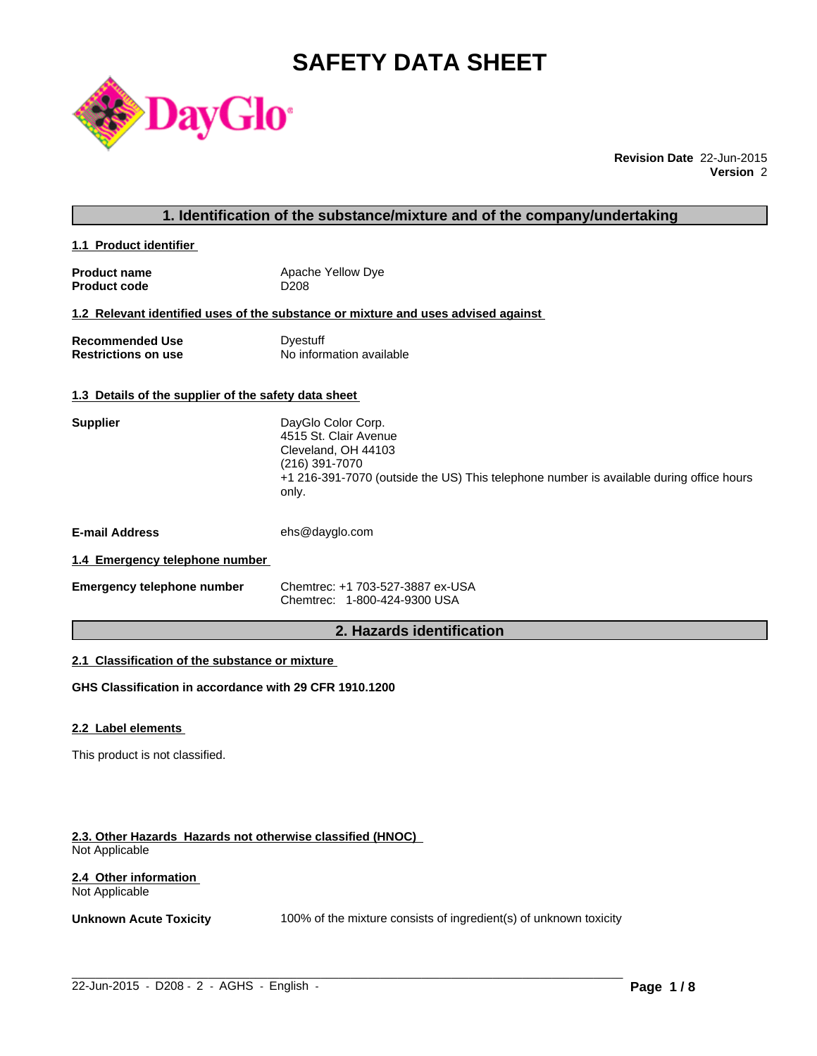# SAFETY DATA SHEET

**Revision Date** 22-Jun-2015
**Version** 2

## 1. Identification of the substance/mixture and of the company/undertaking

### 1.1 Product identifier

| | |
|---|---|
| **Product name** | Apache Yellow Dye |
| **Product code** | D208 |

### 1.2 Relevant identified uses of the substance or mixture and uses advised against

| | |
|---|---|
| **Recommended Use** | Dyestuff |
| **Restrictions on use** | No information available |

### 1.3 Details of the supplier of the safety data sheet

**Supplier**
DayGlo Color Corp.
4515 St. Clair Avenue
Cleveland, OH 44103
(216) 391-7070
+1 216-391-7070 (outside the US) This telephone number is available during office hours only.

**E-mail Address** ehs@dayglo.com

### 1.4 Emergency telephone number

**Emergency telephone number**
Chemtrec: +1 703-527-3887 ex-USA
Chemtrec: 1-800-424-9300 USA

## 2. Hazards identification

### 2.1 Classification of the substance or mixture

**GHS Classification in accordance with 29 CFR 1910.1200**

### 2.2 Label elements

This product is not classified.

### 2.3. Other Hazards Hazards not otherwise classified (HNOC)

Not Applicable

### 2.4 Other information

Not Applicable

**Unknown Acute Toxicity** 100% of the mixture consists of ingredient(s) of unknown toxicity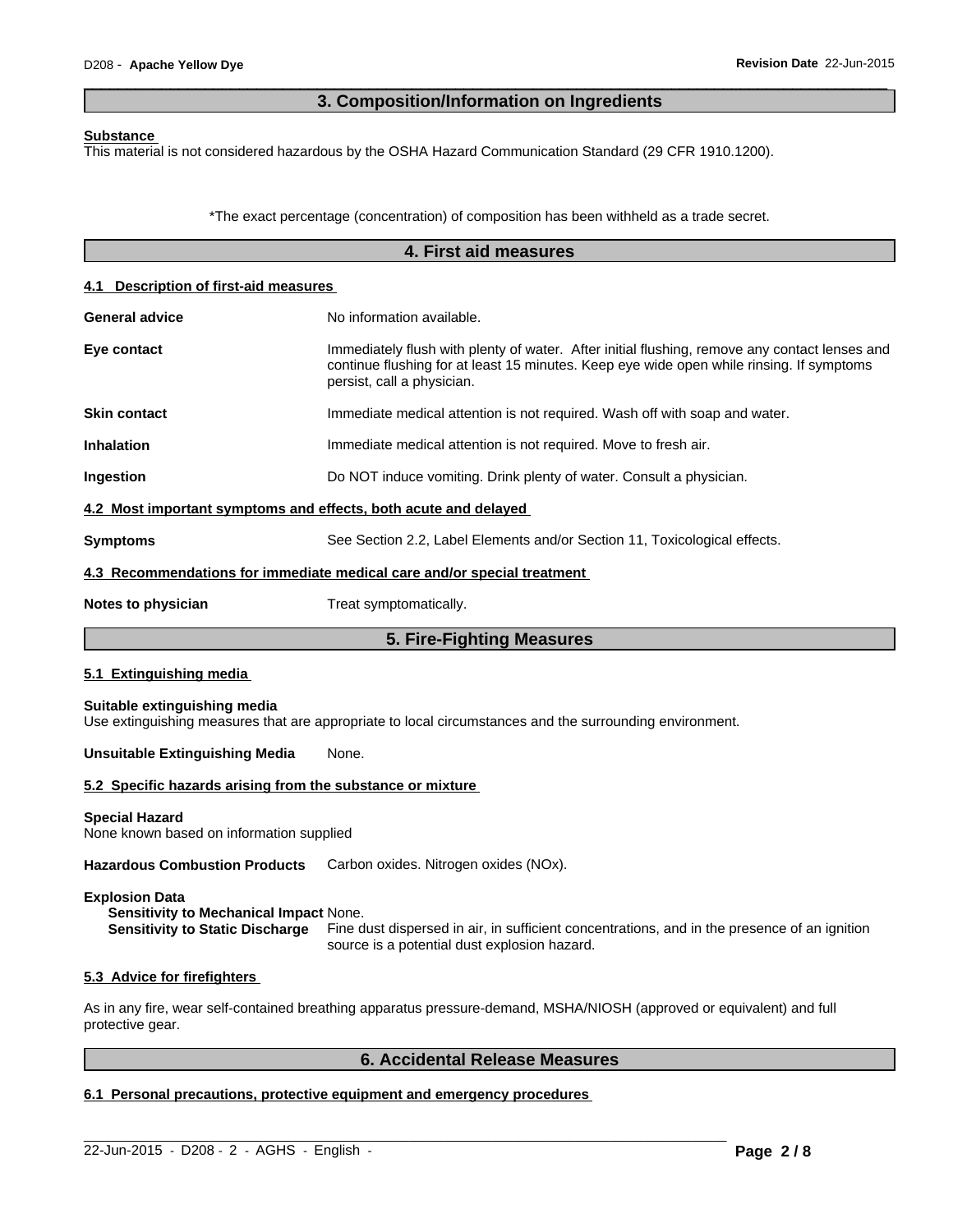## 3. Composition/Information on Ingredients

**Substance**

This material is not considered hazardous by the OSHA Hazard Communication Standard (29 CFR 1910.1200).

*The exact percentage (concentration) of composition has been withheld as a trade secret.

## 4. First aid measures

### 4.1 Description of first-aid measures

**General advice** No information available.

**Eye contact** Immediately flush with plenty of water. After initial flushing, remove any contact lenses and continue flushing for at least 15 minutes. Keep eye wide open while rinsing. If symptoms persist, call a physician.

**Skin contact** Immediate medical attention is not required. Wash off with soap and water.

**Inhalation** Immediate medical attention is not required. Move to fresh air.

**Ingestion** Do NOT induce vomiting. Drink plenty of water. Consult a physician.

### 4.2 Most important symptoms and effects, both acute and delayed

**Symptoms** See Section 2.2, Label Elements and/or Section 11, Toxicological effects.

### 4.3 Recommendations for immediate medical care and/or special treatment

**Notes to physician** Treat symptomatically.

## 5. Fire-Fighting Measures

### 5.1 Extinguishing media

**Suitable extinguishing media**

Use extinguishing measures that are appropriate to local circumstances and the surrounding environment.

**Unsuitable Extinguishing Media** None.

### 5.2 Specific hazards arising from the substance or mixture

**Special Hazard**

None known based on information supplied

**Hazardous Combustion Products** Carbon oxides. Nitrogen oxides (NOx).

**Explosion Data**

**Sensitivity to Mechanical Impact** None.

**Sensitivity to Static Discharge** Fine dust dispersed in air, in sufficient concentrations, and in the presence of an ignition source is a potential dust explosion hazard.

### 5.3 Advice for firefighters

As in any fire, wear self-contained breathing apparatus pressure-demand, MSHA/NIOSH (approved or equivalent) and full protective gear.

## 6. Accidental Release Measures

### 6.1 Personal precautions, protective equipment and emergency procedures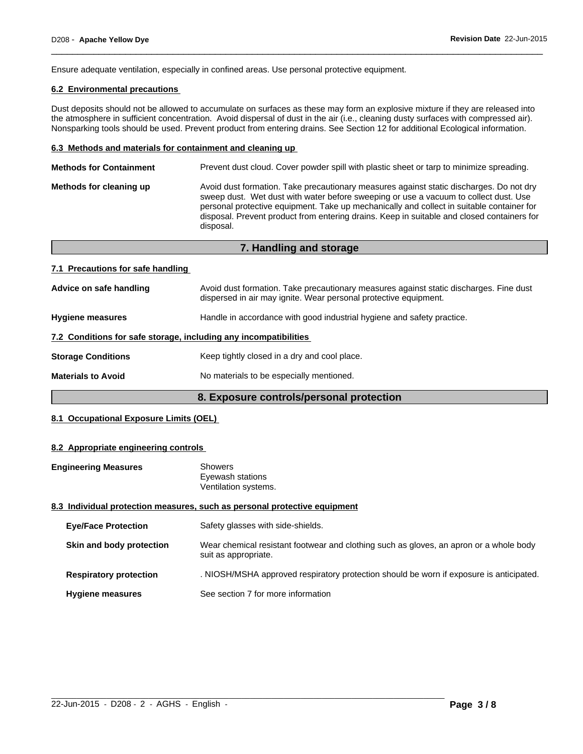Ensure adequate ventilation, especially in confined areas. Use personal protective equipment.

### 6.2 Environmental precautions

Dust deposits should not be allowed to accumulate on surfaces as these may form an explosive mixture if they are released into the atmosphere in sufficient concentration. Avoid dispersal of dust in the air (i.e., cleaning dusty surfaces with compressed air). Nonsparking tools should be used. Prevent product from entering drains. See Section 12 for additional Ecological information.

### 6.3 Methods and materials for containment and cleaning up

**Methods for Containment**: Prevent dust cloud. Cover powder spill with plastic sheet or tarp to minimize spreading.

**Methods for cleaning up**: Avoid dust formation. Take precautionary measures against static discharges. Do not dry sweep dust. Wet dust with water before sweeping or use a vacuum to collect dust. Use personal protective equipment. Take up mechanically and collect in suitable container for disposal. Prevent product from entering drains. Keep in suitable and closed containers for disposal.

## 7. Handling and storage

### 7.1 Precautions for safe handling

**Advice on safe handling**: Avoid dust formation. Take precautionary measures against static discharges. Fine dust dispersed in air may ignite. Wear personal protective equipment.

**Hygiene measures**: Handle in accordance with good industrial hygiene and safety practice.

### 7.2 Conditions for safe storage, including any incompatibilities

**Storage Conditions**: Keep tightly closed in a dry and cool place.

**Materials to Avoid**: No materials to be especially mentioned.

## 8. Exposure controls/personal protection

### 8.1 Occupational Exposure Limits (OEL)

### 8.2 Appropriate engineering controls

**Engineering Measures**: Showers
Eyewash stations
Ventilation systems.

### 8.3 Individual protection measures, such as personal protective equipment

**Eye/Face Protection**: Safety glasses with side-shields.

**Skin and body protection**: Wear chemical resistant footwear and clothing such as gloves, an apron or a whole body suit as appropriate.

**Respiratory protection**: . NIOSH/MSHA approved respiratory protection should be worn if exposure is anticipated.

**Hygiene measures**: See section 7 for more information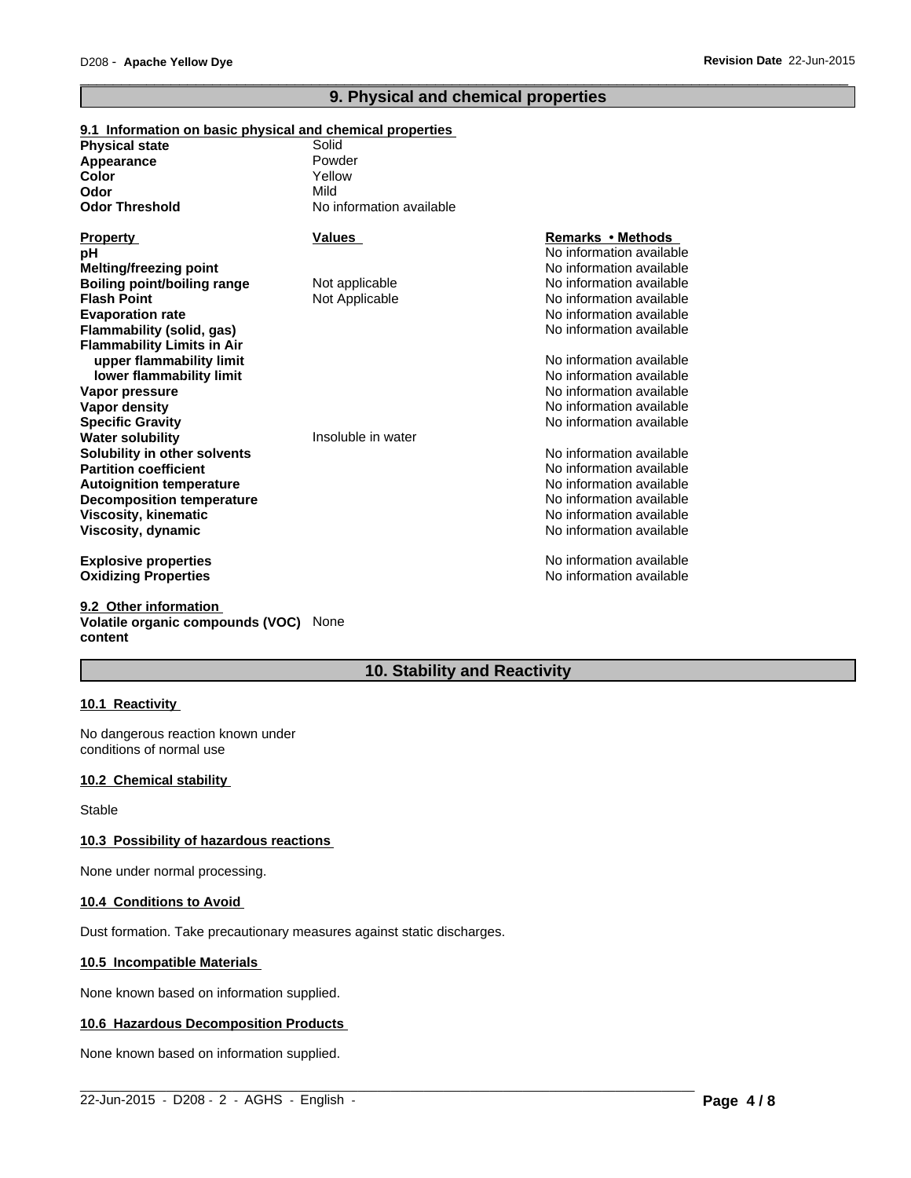## 9. Physical and chemical properties

### 9.1 Information on basic physical and chemical properties

| | |
|---|---|
| **Physical state** | Solid |
| **Appearance** | Powder |
| **Color** | Yellow |
| **Odor** | Mild |
| **Odor Threshold** | No information available |

| Property | Values | Remarks • Methods |
|---|---|---|
| **pH** | | No information available |
| **Melting/freezing point** | | No information available |
| **Boiling point/boiling range** | Not applicable | No information available |
| **Flash Point** | Not Applicable | No information available |
| **Evaporation rate** | | No information available |
| **Flammability (solid, gas)** | | No information available |
| **Flammability Limits in Air** | | |
| **upper flammability limit** | | No information available |
| **lower flammability limit** | | No information available |
| **Vapor pressure** | | No information available |
| **Vapor density** | | No information available |
| **Specific Gravity** | | No information available |
| **Water solubility** | Insoluble in water | |
| **Solubility in other solvents** | | No information available |
| **Partition coefficient** | | No information available |
| **Autoignition temperature** | | No information available |
| **Decomposition temperature** | | No information available |
| **Viscosity, kinematic** | | No information available |
| **Viscosity, dynamic** | | No information available |
| **Explosive properties** | | No information available |
| **Oxidizing Properties** | | No information available |

### 9.2 Other information

**Volatile organic compounds (VOC) content** None

## 10. Stability and Reactivity

### 10.1 Reactivity

No dangerous reaction known under conditions of normal use

### 10.2 Chemical stability

Stable

### 10.3 Possibility of hazardous reactions

None under normal processing.

### 10.4 Conditions to Avoid

Dust formation. Take precautionary measures against static discharges.

### 10.5 Incompatible Materials

None known based on information supplied.

### 10.6 Hazardous Decomposition Products

None known based on information supplied.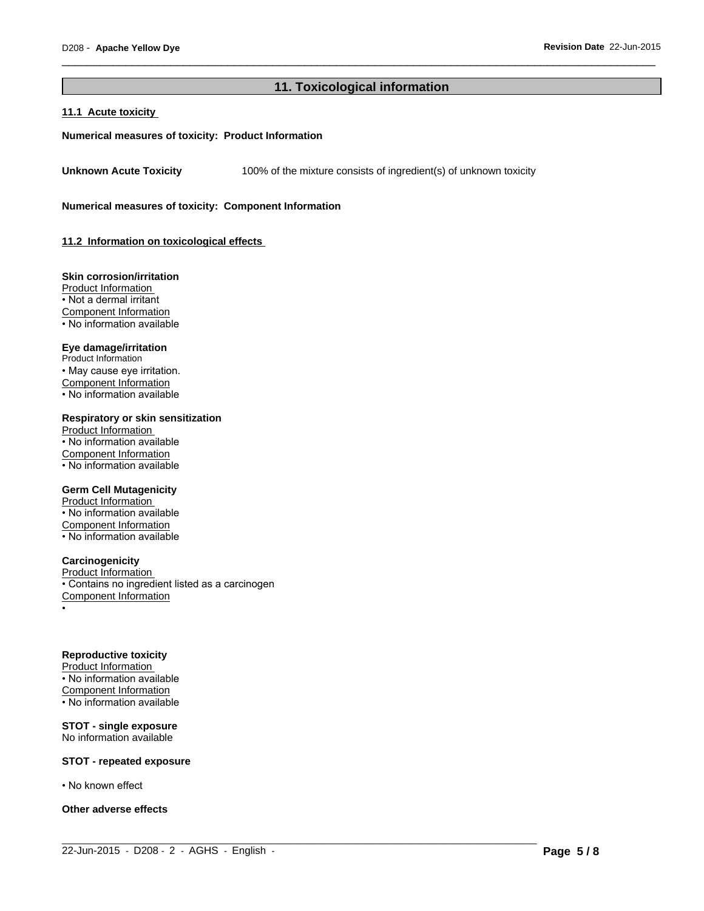## 11. Toxicological information

### 11.1 Acute toxicity

**Numerical measures of toxicity: Product Information**

**Unknown Acute Toxicity** 100% of the mixture consists of ingredient(s) of unknown toxicity

**Numerical measures of toxicity: Component Information**

### 11.2 Information on toxicological effects

**Skin corrosion/irritation**

Product Information

- Not a dermal irritant

Component Information

- No information available

**Eye damage/irritation**

Product Information

- May cause eye irritation.

Component Information

- No information available

**Respiratory or skin sensitization**

Product Information

- No information available

Component Information

- No information available

**Germ Cell Mutagenicity**

Product Information

- No information available

Component Information

- No information available

**Carcinogenicity**

Product Information

- Contains no ingredient listed as a carcinogen

Component Information

•

**Reproductive toxicity**

Product Information

- No information available

Component Information

- No information available

**STOT - single exposure**

No information available

**STOT - repeated exposure**

- No known effect

**Other adverse effects**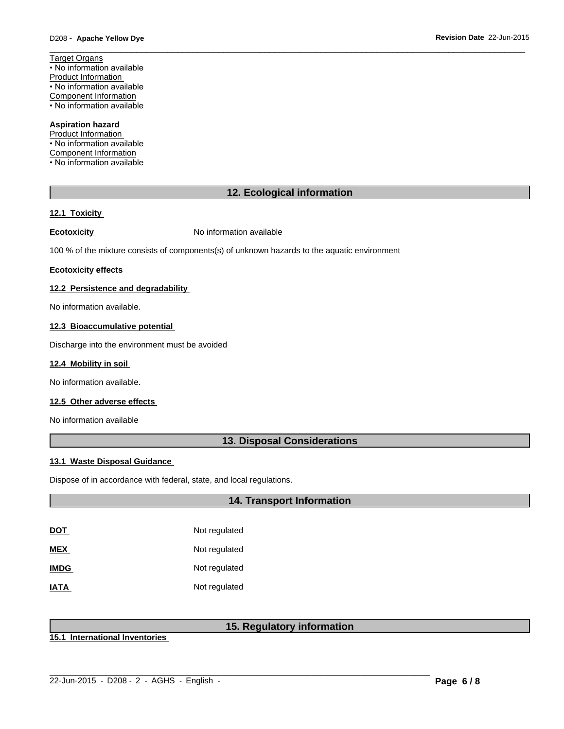Target Organs
• No information available
Product Information
• No information available
Component Information
• No information available

**Aspiration hazard**
Product Information
• No information available
Component Information
• No information available

## 12. Ecological information

### 12.1 Toxicity

**Ecotoxicity** No information available

100 % of the mixture consists of components(s) of unknown hazards to the aquatic environment

**Ecotoxicity effects**

### 12.2 Persistence and degradability

No information available.

### 12.3 Bioaccumulative potential

Discharge into the environment must be avoided

### 12.4 Mobility in soil

No information available.

### 12.5 Other adverse effects

No information available

## 13. Disposal Considerations

### 13.1 Waste Disposal Guidance

Dispose of in accordance with federal, state, and local regulations.

## 14. Transport Information

| | |
|---|---|
| **DOT** | Not regulated |
| **MEX** | Not regulated |
| **IMDG** | Not regulated |
| **IATA** | Not regulated |

## 15. Regulatory information

### 15.1 International Inventories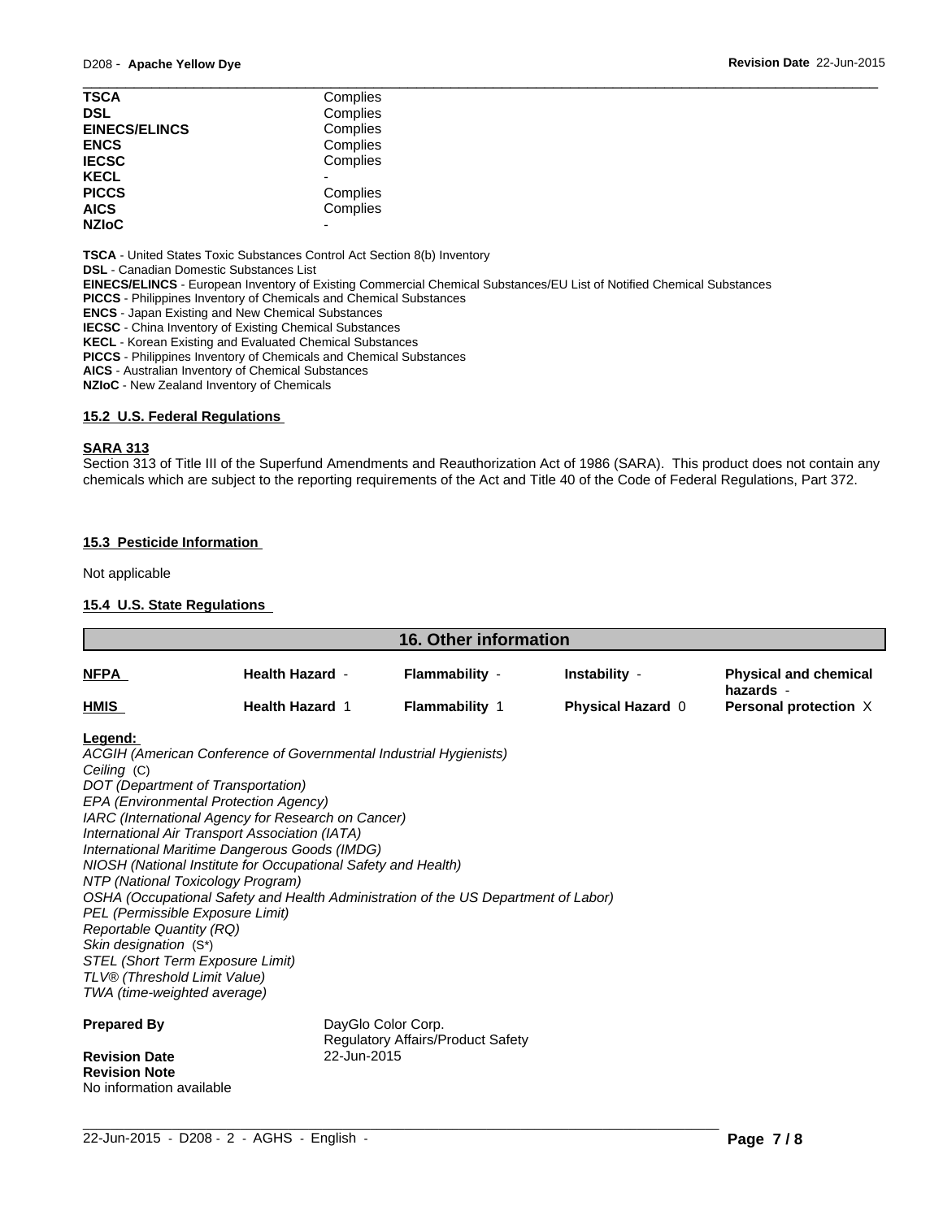| | |
|---|---|
| **TSCA** | Complies |
| **DSL** | Complies |
| **EINECS/ELINCS** | Complies |
| **ENCS** | Complies |
| **IECSC** | Complies |
| **KECL** | - |
| **PICCS** | Complies |
| **AICS** | Complies |
| **NZIoC** | - |

**TSCA** - United States Toxic Substances Control Act Section 8(b) Inventory
**DSL** - Canadian Domestic Substances List
**EINECS/ELINCS** - European Inventory of Existing Commercial Chemical Substances/EU List of Notified Chemical Substances
**PICCS** - Philippines Inventory of Chemicals and Chemical Substances
**ENCS** - Japan Existing and New Chemical Substances
**IECSC** - China Inventory of Existing Chemical Substances
**KECL** - Korean Existing and Evaluated Chemical Substances
**PICCS** - Philippines Inventory of Chemicals and Chemical Substances
**AICS** - Australian Inventory of Chemical Substances
**NZIoC** - New Zealand Inventory of Chemicals

### 15.2 U.S. Federal Regulations

**SARA 313**

Section 313 of Title III of the Superfund Amendments and Reauthorization Act of 1986 (SARA). This product does not contain any chemicals which are subject to the reporting requirements of the Act and Title 40 of the Code of Federal Regulations, Part 372.

### 15.3 Pesticide Information

Not applicable

### 15.4 U.S. State Regulations

## 16. Other information

| | | | | |
|---|---|---|---|---|
| **NFPA** | **Health Hazard** - | **Flammability** - | **Instability** - | **Physical and chemical hazards** - |
| **HMIS** | **Health Hazard** 1 | **Flammability** 1 | **Physical Hazard** 0 | **Personal protection** X |

**Legend:**

*ACGIH (American Conference of Governmental Industrial Hygienists)*
*Ceiling* (C)
*DOT (Department of Transportation)*
*EPA (Environmental Protection Agency)*
*IARC (International Agency for Research on Cancer)*
*International Air Transport Association (IATA)*
*International Maritime Dangerous Goods (IMDG)*
*NIOSH (National Institute for Occupational Safety and Health)*
*NTP (National Toxicology Program)*
*OSHA (Occupational Safety and Health Administration of the US Department of Labor)*
*PEL (Permissible Exposure Limit)*
*Reportable Quantity (RQ)*
*Skin designation* (S*)
*STEL (Short Term Exposure Limit)*
*TLV® (Threshold Limit Value)*
*TWA (time-weighted average)*

**Prepared By** DayGlo Color Corp.
Regulatory Affairs/Product Safety

**Revision Date** 22-Jun-2015

**Revision Note**
No information available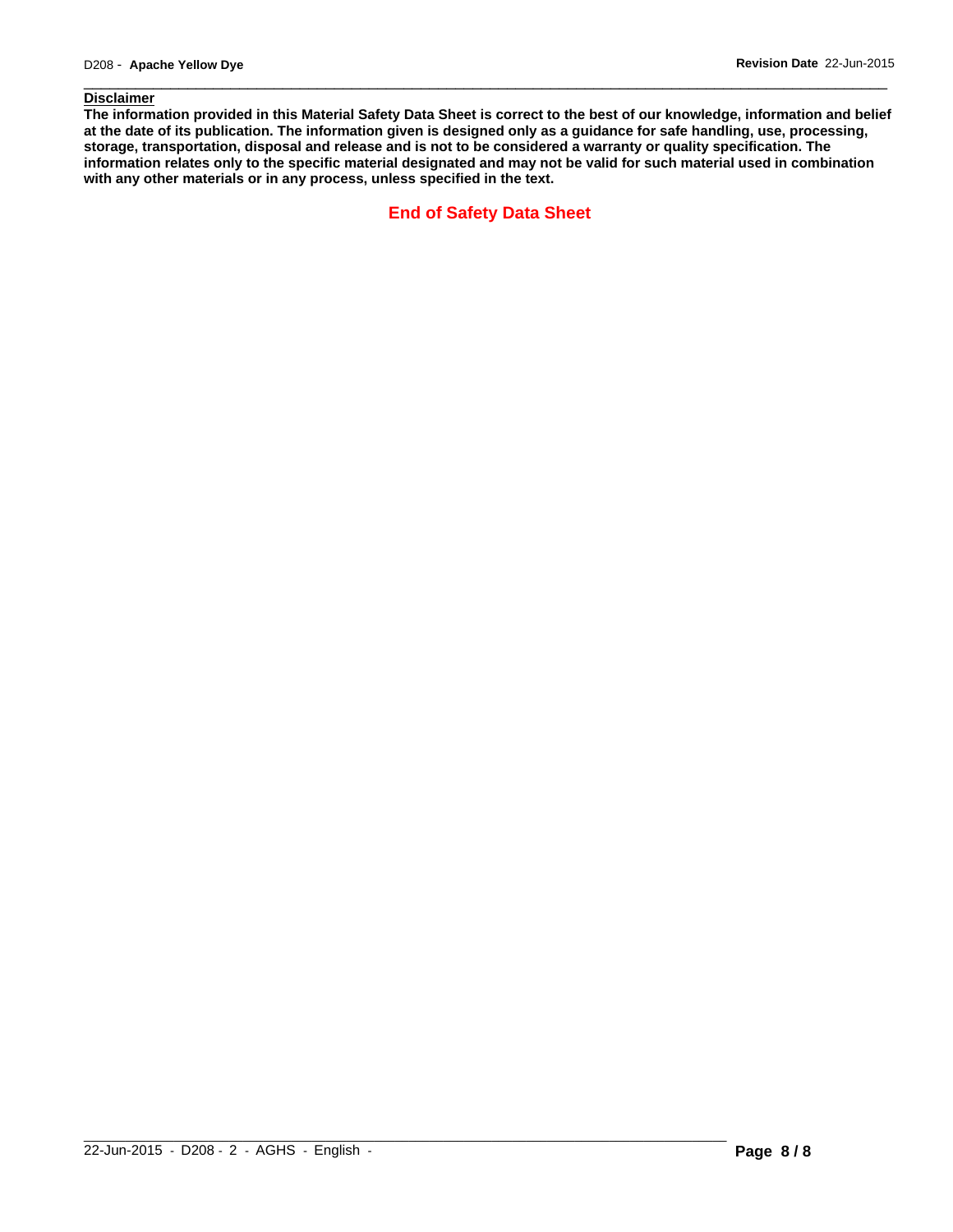**Disclaimer**

**The information provided in this Material Safety Data Sheet is correct to the best of our knowledge, information and belief at the date of its publication. The information given is designed only as a guidance for safe handling, use, processing, storage, transportation, disposal and release and is not to be considered a warranty or quality specification. The information relates only to the specific material designated and may not be valid for such material used in combination with any other materials or in any process, unless specified in the text.**

**End of Safety Data Sheet**